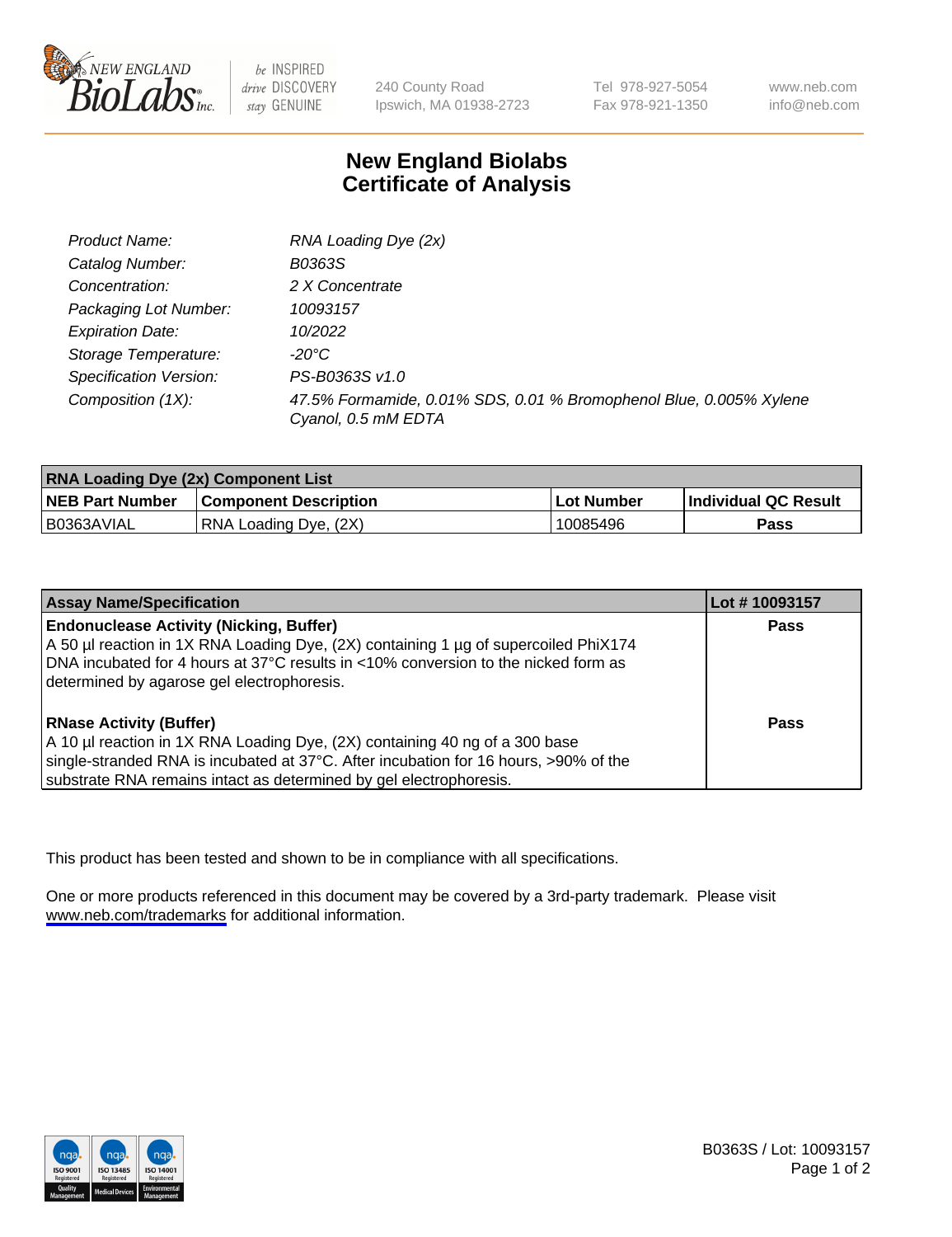New England BioLabs Inc. — be INSPIRED drive DISCOVERY stay GENUINE

240 County Road
Ipswich, MA 01938-2723

Tel 978-927-5054
Fax 978-921-1350

www.neb.com
info@neb.com

# New England Biolabs Certificate of Analysis

| | |
|---|---|
| Product Name: | *RNA Loading Dye (2x)* |
| Catalog Number: | *B0363S* |
| Concentration: | *2 X Concentrate* |
| Packaging Lot Number: | *10093157* |
| Expiration Date: | *10/2022* |
| Storage Temperature: | *-20°C* |
| Specification Version: | *PS-B0363S v1.0* |
| Composition (1X): | *47.5% Formamide, 0.01% SDS, 0.01 % Bromophenol Blue, 0.005% Xylene Cyanol, 0.5 mM EDTA* |

| RNA Loading Dye (2x) Component List | | | |
|---|---|---|---|
| **NEB Part Number** | **Component Description** | **Lot Number** | **Individual QC Result** |
| B0363AVIAL | RNA Loading Dye, (2X) | 10085496 | **Pass** |

| Assay Name/Specification | Lot # 10093157 |
|---|---|
| **Endonuclease Activity (Nicking, Buffer)**<br>A 50 µl reaction in 1X RNA Loading Dye, (2X) containing 1 µg of supercoiled PhiX174 DNA incubated for 4 hours at 37°C results in <10% conversion to the nicked form as determined by agarose gel electrophoresis. | **Pass** |
| **RNase Activity (Buffer)**<br>A 10 µl reaction in 1X RNA Loading Dye, (2X) containing 40 ng of a 300 base single-stranded RNA is incubated at 37°C. After incubation for 16 hours, >90% of the substrate RNA remains intact as determined by gel electrophoresis. | **Pass** |

This product has been tested and shown to be in compliance with all specifications.

One or more products referenced in this document may be covered by a 3rd-party trademark. Please visit www.neb.com/trademarks for additional information.

B0363S / Lot: 10093157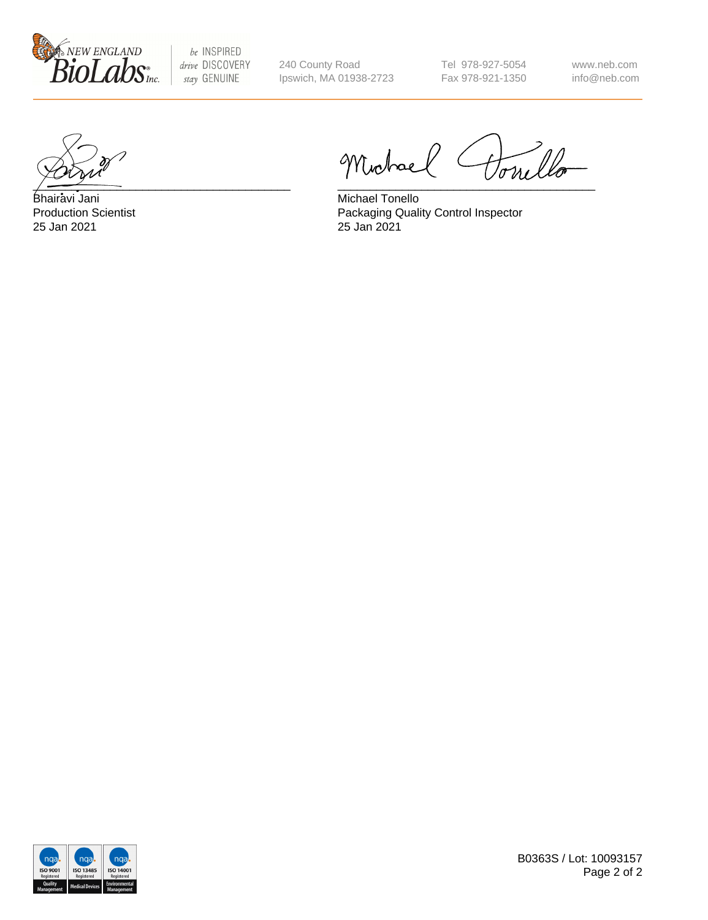Bhairavi Jani
Production Scientist
25 Jan 2021

Michael Tonello
Packaging Quality Control Inspector
25 Jan 2021

B0363S / Lot: 10093157